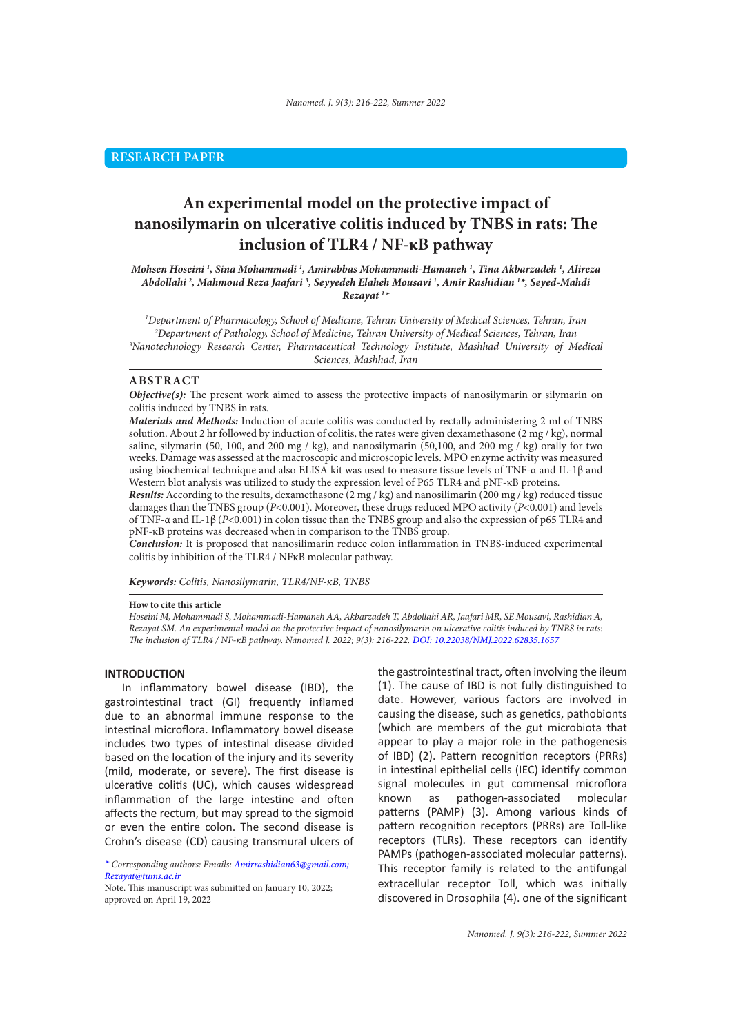RESEARCH PAPER

# An experimental model on the protective impact of nanosilymarin on ulcerative colitis induced by TNBS in rats: The inclusion of TLR4 / NF-κB pathway

*Mohsen Hoseini [1], Sina Mohammadi [1], Amirabbas Mohammadi-Hamaneh [1], Tina Akbarzadeh [1], Alireza Abdollahi [2], Mahmoud Reza Jaafari [3], Seyyedeh Elaheh Mousavi [1], Amir Rashidian [1]\*, Seyed-Mahdi Rezayat [1]\**

*[1]Department of Pharmacology, School of Medicine, Tehran University of Medical Sciences, Tehran, Iran*
*[2]Department of Pathology, School of Medicine, Tehran University of Medical Sciences, Tehran, Iran*
*[3]Nanotechnology Research Center, Pharmaceutical Technology Institute, Mashhad University of Medical Sciences, Mashhad, Iran*

## ABSTRACT

***Objective(s):*** The present work aimed to assess the protective impacts of nanosilymarin or silymarin on colitis induced by TNBS in rats.

***Materials and Methods:*** Induction of acute colitis was conducted by rectally administering 2 ml of TNBS solution. About 2 hr followed by induction of colitis, the rates were given dexamethasone (2 mg / kg), normal saline, silymarin (50, 100, and 200 mg / kg), and nanosilymarin (50,100, and 200 mg / kg) orally for two weeks. Damage was assessed at the macroscopic and microscopic levels. MPO enzyme activity was measured using biochemical technique and also ELISA kit was used to measure tissue levels of TNF-α and IL-1β and Western blot analysis was utilized to study the expression level of P65 TLR4 and pNF-κB proteins.

***Results:*** According to the results, dexamethasone (2 mg / kg) and nanosilimarin (200 mg / kg) reduced tissue damages than the TNBS group ($P<0.001$). Moreover, these drugs reduced MPO activity ($P<0.001$) and levels of TNF-α and IL-1β ($P<0.001$) in colon tissue than the TNBS group and also the expression of p65 TLR4 and pNF-κB proteins was decreased when in comparison to the TNBS group.

***Conclusion:*** It is proposed that nanosilimarin reduce colon inflammation in TNBS-induced experimental colitis by inhibition of the TLR4 / NFκB molecular pathway.

***Keywords:*** *Colitis, Nanosilymarin, TLR4/NF-κB, TNBS*

**How to cite this article**

*Hoseini M, Mohammadi S, Mohammadi-Hamaneh AA, Akbarzadeh T, Abdollahi AR, Jaafari MR, SE Mousavi, Rashidian A, Rezayat SM. An experimental model on the protective impact of nanosilymarin on ulcerative colitis induced by TNBS in rats: The inclusion of TLR4 / NF-κB pathway. Nanomed J. 2022; 9(3): 216-222. DOI: 10.22038/NMJ.2022.62835.1657*

## INTRODUCTION

In inflammatory bowel disease (IBD), the gastrointestinal tract (GI) frequently inflamed due to an abnormal immune response to the intestinal microflora. Inflammatory bowel disease includes two types of intestinal disease divided based on the location of the injury and its severity (mild, moderate, or severe). The first disease is ulcerative colitis (UC), which causes widespread inflammation of the large intestine and often affects the rectum, but may spread to the sigmoid or even the entire colon. The second disease is Crohn's disease (CD) causing transmural ulcers of the gastrointestinal tract, often involving the ileum (1). The cause of IBD is not fully distinguished to date. However, various factors are involved in causing the disease, such as genetics, pathobionts (which are members of the gut microbiota that appear to play a major role in the pathogenesis of IBD) (2). Pattern recognition receptors (PRRs) in intestinal epithelial cells (IEC) identify common signal molecules in gut commensal microflora known as pathogen-associated molecular patterns (PAMP) (3). Among various kinds of pattern recognition receptors (PRRs) are Toll-like receptors (TLRs). These receptors can identify PAMPs (pathogen-associated molecular patterns). This receptor family is related to the antifungal extracellular receptor Toll, which was initially discovered in Drosophila (4). one of the significant

\* *Corresponding authors: Emails: Amirrashidian63@gmail.com; Rezayat@tums.ac.ir*

Note. This manuscript was submitted on January 10, 2022; approved on April 19, 2022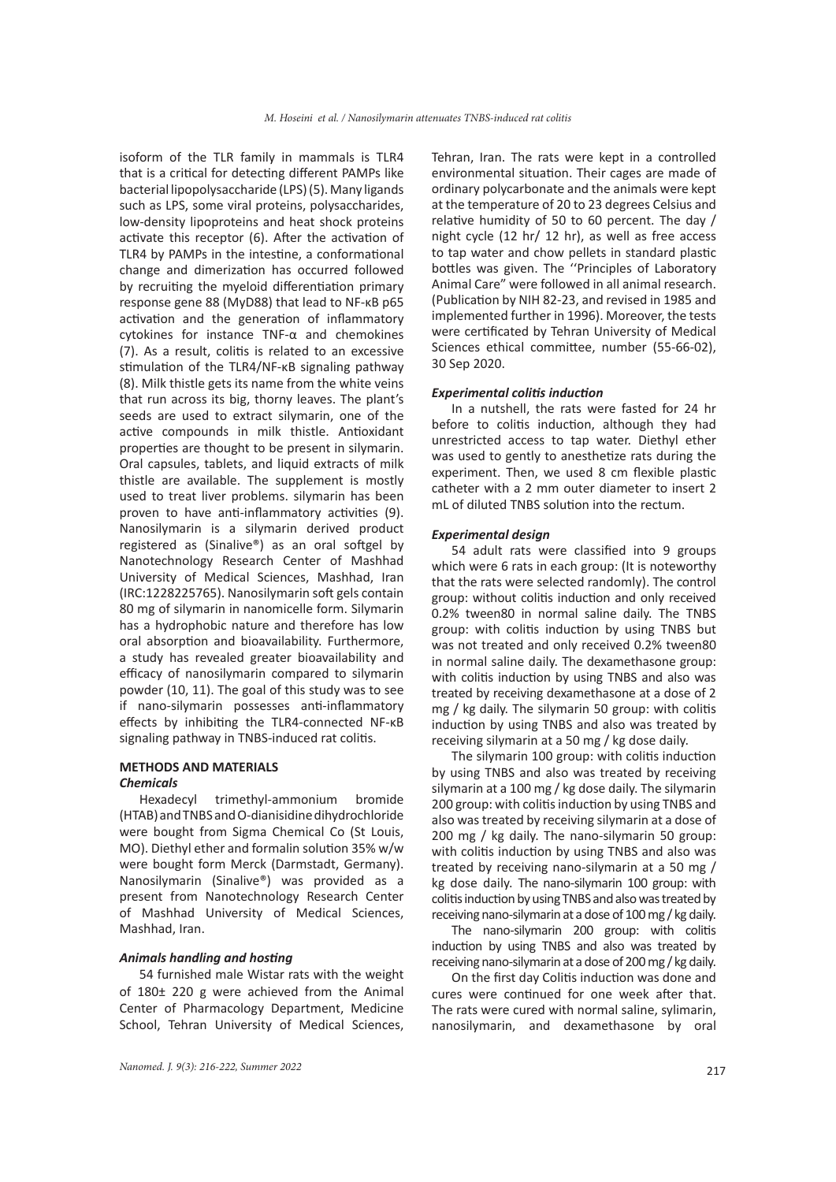isoform of the TLR family in mammals is TLR4 that is a critical for detecting different PAMPs like bacterial lipopolysaccharide (LPS) (5). Many ligands such as LPS, some viral proteins, polysaccharides, low-density lipoproteins and heat shock proteins activate this receptor (6). After the activation of TLR4 by PAMPs in the intestine, a conformational change and dimerization has occurred followed by recruiting the myeloid differentiation primary response gene 88 (MyD88) that lead to NF-κB p65 activation and the generation of inflammatory cytokines for instance TNF-α and chemokines (7). As a result, colitis is related to an excessive stimulation of the TLR4/NF-κB signaling pathway (8). Milk thistle gets its name from the white veins that run across its big, thorny leaves. The plant's seeds are used to extract silymarin, one of the active compounds in milk thistle. Antioxidant properties are thought to be present in silymarin. Oral capsules, tablets, and liquid extracts of milk thistle are available. The supplement is mostly used to treat liver problems. silymarin has been proven to have anti-inflammatory activities (9). Nanosilymarin is a silymarin derived product registered as (Sinalive®) as an oral softgel by Nanotechnology Research Center of Mashhad University of Medical Sciences, Mashhad, Iran (IRC:1228225765). Nanosilymarin soft gels contain 80 mg of silymarin in nanomicelle form. Silymarin has a hydrophobic nature and therefore has low oral absorption and bioavailability. Furthermore, a study has revealed greater bioavailability and efficacy of nanosilymarin compared to silymarin powder (10, 11). The goal of this study was to see if nano-silymarin possesses anti-inflammatory effects by inhibiting the TLR4-connected NF-κB signaling pathway in TNBS-induced rat colitis.

## METHODS AND MATERIALS

### *Chemicals*

Hexadecyl trimethyl-ammonium bromide (HTAB) and TNBS and O-dianisidine dihydrochloride were bought from Sigma Chemical Co (St Louis, MO). Diethyl ether and formalin solution 35% w/w were bought form Merck (Darmstadt, Germany). Nanosilymarin (Sinalive®) was provided as a present from Nanotechnology Research Center of Mashhad University of Medical Sciences, Mashhad, Iran.

### *Animals handling and hosting*

54 furnished male Wistar rats with the weight of 180± 220 g were achieved from the Animal Center of Pharmacology Department, Medicine School, Tehran University of Medical Sciences, Tehran, Iran. The rats were kept in a controlled environmental situation. Their cages are made of ordinary polycarbonate and the animals were kept at the temperature of 20 to 23 degrees Celsius and relative humidity of 50 to 60 percent. The day / night cycle (12 hr/ 12 hr), as well as free access to tap water and chow pellets in standard plastic bottles was given. The ''Principles of Laboratory Animal Care" were followed in all animal research. (Publication by NIH 82-23, and revised in 1985 and implemented further in 1996). Moreover, the tests were certificated by Tehran University of Medical Sciences ethical committee, number (55-66-02), 30 Sep 2020.

### *Experimental colitis induction*

In a nutshell, the rats were fasted for 24 hr before to colitis induction, although they had unrestricted access to tap water. Diethyl ether was used to gently to anesthetize rats during the experiment. Then, we used 8 cm flexible plastic catheter with a 2 mm outer diameter to insert 2 mL of diluted TNBS solution into the rectum.

### *Experimental design*

54 adult rats were classified into 9 groups which were 6 rats in each group: (It is noteworthy that the rats were selected randomly). The control group: without colitis induction and only received 0.2% tween80 in normal saline daily. The TNBS group: with colitis induction by using TNBS but was not treated and only received 0.2% tween80 in normal saline daily. The dexamethasone group: with colitis induction by using TNBS and also was treated by receiving dexamethasone at a dose of 2 mg / kg daily. The silymarin 50 group: with colitis induction by using TNBS and also was treated by receiving silymarin at a 50 mg / kg dose daily.

The silymarin 100 group: with colitis induction by using TNBS and also was treated by receiving silymarin at a 100 mg / kg dose daily. The silymarin 200 group: with colitis induction by using TNBS and also was treated by receiving silymarin at a dose of 200 mg / kg daily. The nano-silymarin 50 group: with colitis induction by using TNBS and also was treated by receiving nano-silymarin at a 50 mg / kg dose daily. The nano-silymarin 100 group: with colitis induction by using TNBS and also was treated by receiving nano-silymarin at a dose of 100 mg / kg daily.

The nano-silymarin 200 group: with colitis induction by using TNBS and also was treated by receiving nano-silymarin at a dose of 200 mg / kg daily.

On the first day Colitis induction was done and cures were continued for one week after that. The rats were cured with normal saline, sylimarin, nanosilymarin, and dexamethasone by oral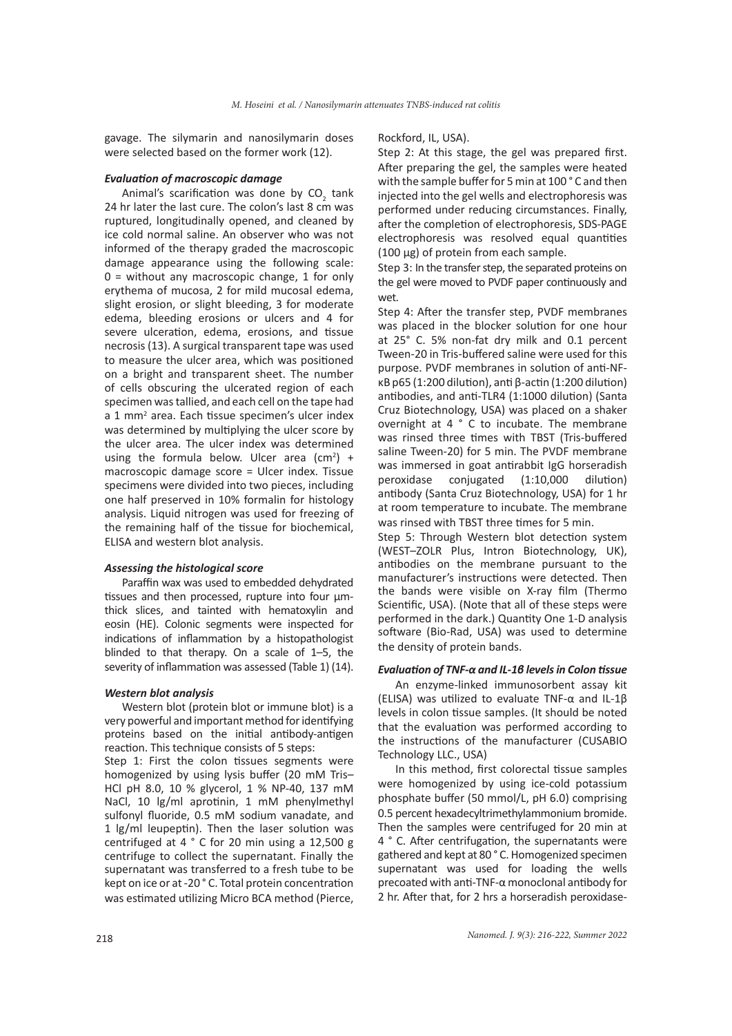gavage. The silymarin and nanosilymarin doses were selected based on the former work (12).

### *Evaluation of macroscopic damage*

Animal's scarification was done by $CO_2$ tank 24 hr later the last cure. The colon's last 8 cm was ruptured, longitudinally opened, and cleaned by ice cold normal saline. An observer who was not informed of the therapy graded the macroscopic damage appearance using the following scale: 0 = without any macroscopic change, 1 for only erythema of mucosa, 2 for mild mucosal edema, slight erosion, or slight bleeding, 3 for moderate edema, bleeding erosions or ulcers and 4 for severe ulceration, edema, erosions, and tissue necrosis (13). A surgical transparent tape was used to measure the ulcer area, which was positioned on a bright and transparent sheet. The number of cells obscuring the ulcerated region of each specimen was tallied, and each cell on the tape had a 1 $mm^2$ area. Each tissue specimen's ulcer index was determined by multiplying the ulcer score by the ulcer area. The ulcer index was determined using the formula below. Ulcer area ($cm^2$) + macroscopic damage score = Ulcer index. Tissue specimens were divided into two pieces, including one half preserved in 10% formalin for histology analysis. Liquid nitrogen was used for freezing of the remaining half of the tissue for biochemical, ELISA and western blot analysis.

### *Assessing the histological score*

Paraffin wax was used to embedded dehydrated tissues and then processed, rupture into four µm-thick slices, and tainted with hematoxylin and eosin (HE). Colonic segments were inspected for indications of inflammation by a histopathologist blinded to that therapy. On a scale of 1–5, the severity of inflammation was assessed (Table 1) (14).

### *Western blot analysis*

Western blot (protein blot or immune blot) is a very powerful and important method for identifying proteins based on the initial antibody-antigen reaction. This technique consists of 5 steps:

Step 1: First the colon tissues segments were homogenized by using lysis buffer (20 mM Tris–HCl pH 8.0, 10 % glycerol, 1 % NP-40, 137 mM NaCl, 10 lg/ml aprotinin, 1 mM phenylmethyl sulfonyl fluoride, 0.5 mM sodium vanadate, and 1 lg/ml leupeptin). Then the laser solution was centrifuged at 4 ° C for 20 min using a 12,500 g centrifuge to collect the supernatant. Finally the supernatant was transferred to a fresh tube to be kept on ice or at -20 ° C. Total protein concentration was estimated utilizing Micro BCA method (Pierce, Rockford, IL, USA).

Step 2: At this stage, the gel was prepared first. After preparing the gel, the samples were heated with the sample buffer for 5 min at 100 ° C and then injected into the gel wells and electrophoresis was performed under reducing circumstances. Finally, after the completion of electrophoresis, SDS-PAGE electrophoresis was resolved equal quantities (100 µg) of protein from each sample.

Step 3: In the transfer step, the separated proteins on the gel were moved to PVDF paper continuously and wet.

Step 4: After the transfer step, PVDF membranes was placed in the blocker solution for one hour at 25° C. 5% non-fat dry milk and 0.1 percent Tween-20 in Tris-buffered saline were used for this purpose. PVDF membranes in solution of anti-NF-κB p65 (1:200 dilution), anti β-actin (1:200 dilution) antibodies, and anti-TLR4 (1:1000 dilution) (Santa Cruz Biotechnology, USA) was placed on a shaker overnight at 4 ° C to incubate. The membrane was rinsed three times with TBST (Tris-buffered saline Tween-20) for 5 min. The PVDF membrane was immersed in goat antirabbit IgG horseradish peroxidase conjugated (1:10,000 dilution) antibody (Santa Cruz Biotechnology, USA) for 1 hr at room temperature to incubate. The membrane was rinsed with TBST three times for 5 min.

Step 5: Through Western blot detection system (WEST–ZOLR Plus, Intron Biotechnology, UK), antibodies on the membrane pursuant to the manufacturer's instructions were detected. Then the bands were visible on X-ray film (Thermo Scientific, USA). (Note that all of these steps were performed in the dark.) Quantity One 1-D analysis software (Bio-Rad, USA) was used to determine the density of protein bands.

### *Evaluation of TNF-α and IL-1β levels in Colon tissue*

An enzyme-linked immunosorbent assay kit (ELISA) was utilized to evaluate TNF-α and IL-1β levels in colon tissue samples. (It should be noted that the evaluation was performed according to the instructions of the manufacturer (CUSABIO Technology LLC., USA)

In this method, first colorectal tissue samples were homogenized by using ice-cold potassium phosphate buffer (50 mmol/L, pH 6.0) comprising 0.5 percent hexadecyltrimethylammonium bromide. Then the samples were centrifuged for 20 min at 4 ° C. After centrifugation, the supernatants were gathered and kept at 80 ° C. Homogenized specimen supernatant was used for loading the wells precoated with anti-TNF-α monoclonal antibody for 2 hr. After that, for 2 hrs a horseradish peroxidase-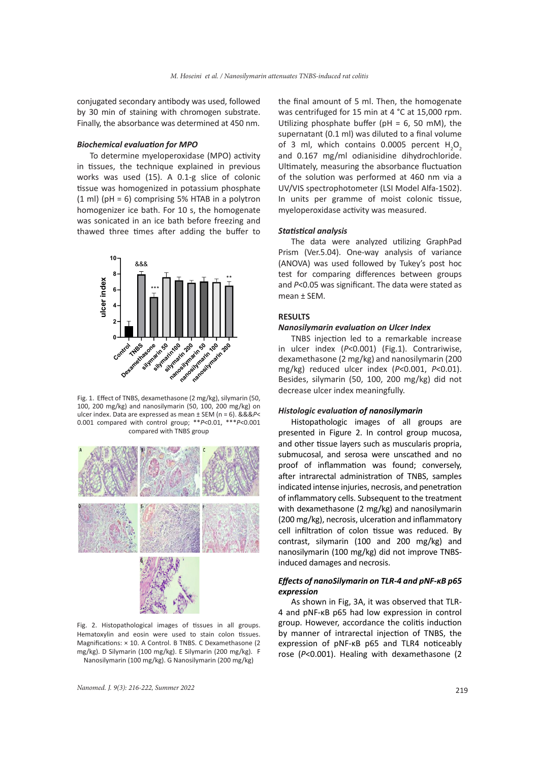conjugated secondary antibody was used, followed by 30 min of staining with chromogen substrate. Finally, the absorbance was determined at 450 nm.

### *Biochemical evaluation for MPO*

To determine myeloperoxidase (MPO) activity in tissues, the technique explained in previous works was used (15). A 0.1-g slice of colonic tissue was homogenized in potassium phosphate (1 ml) (pH = 6) comprising 5% HTAB in a polytron homogenizer ice bath. For 10 s, the homogenate was sonicated in an ice bath before freezing and thawed three times after adding the buffer to the final amount of 5 ml. Then, the homogenate was centrifuged for 15 min at 4 °C at 15,000 rpm. Utilizing phosphate buffer (pH = 6, 50 mM), the supernatant (0.1 ml) was diluted to a final volume of 3 ml, which contains 0.0005 percent $H_2O_2$ and 0.167 mg/ml odianisidine dihydrochloride. Ultimately, measuring the absorbance fluctuation of the solution was performed at 460 nm via a UV/VIS spectrophotometer (LSI Model Alfa-1502). In units per gramme of moist colonic tissue, myeloperoxidase activity was measured.

### *Statistical analysis*

The data were analyzed utilizing GraphPad Prism (Ver.5.04). One-way analysis of variance (ANOVA) was used followed by Tukey's post hoc test for comparing differences between groups and $P$<0.05 was significant. The data were stated as mean ± SEM.

Fig. 1. Effect of TNBS, dexamethasone (2 mg/kg), silymarin (50, 100, 200 mg/kg) and nanosilymarin (50, 100, 200 mg/kg) on ulcer index. Data are expressed as mean ± SEM (n = 6). &&&$P$< 0.001 compared with control group; **$P$<0.01, ***$P$<0.001 compared with TNBS group

Fig. 2. Histopathological images of tissues in all groups. Hematoxylin and eosin were used to stain colon tissues. Magnifications: × 10. A Control. B TNBS. C Dexamethasone (2 mg/kg). D Silymarin (100 mg/kg). E Silymarin (200 mg/kg). F Nanosilymarin (100 mg/kg). G Nanosilymarin (200 mg/kg)

## RESULTS

### *Nanosilymarin evaluation on Ulcer Index*

TNBS injection led to a remarkable increase in ulcer index ($P$<0.001) (Fig.1). Contrariwise, dexamethasone (2 mg/kg) and nanosilymarin (200 mg/kg) reduced ulcer index ($P$<0.001, $P$<0.01). Besides, silymarin (50, 100, 200 mg/kg) did not decrease ulcer index meaningfully.

### *Histologic evaluation of nanosilymarin*

Histopathologic images of all groups are presented in Figure 2. In control group mucosa, and other tissue layers such as muscularis propria, submucosal, and serosa were unscathed and no proof of inflammation was found; conversely, after intrarectal administration of TNBS, samples indicated intense injuries, necrosis, and penetration of inflammatory cells. Subsequent to the treatment with dexamethasone (2 mg/kg) and nanosilymarin (200 mg/kg), necrosis, ulceration and inflammatory cell infiltration of colon tissue was reduced. By contrast, silymarin (100 and 200 mg/kg) and nanosilymarin (100 mg/kg) did not improve TNBS-induced damages and necrosis.

### *Effects of nanoSilymarin on TLR-4 and pNF-κB p65 expression*

As shown in Fig, 3A, it was observed that TLR-4 and pNF-κB p65 had low expression in control group. However, accordance the colitis induction by manner of intrarectal injection of TNBS, the expression of pNF-κB p65 and TLR4 noticeably rose ($P$<0.001). Healing with dexamethasone (2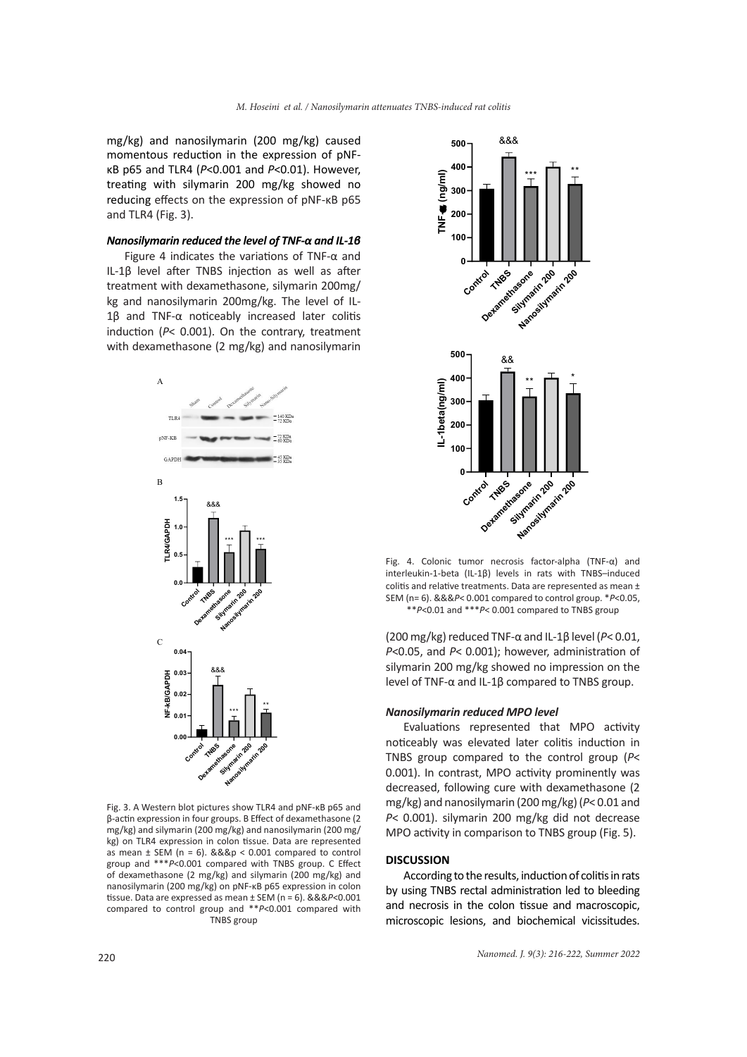mg/kg) and nanosilymarin (200 mg/kg) caused momentous reduction in the expression of pNF-κB p65 and TLR4 ($P$<0.001 and $P$<0.01). However, treating with silymarin 200 mg/kg showed no reducing effects on the expression of pNF-κB p65 and TLR4 (Fig. 3).

### *Nanosilymarin reduced the level of TNF-α and IL-1β*

Figure 4 indicates the variations of TNF-α and IL-1β level after TNBS injection as well as after treatment with dexamethasone, silymarin 200mg/kg and nanosilymarin 200mg/kg. The level of IL-1β and TNF-α noticeably increased later colitis induction ($P$< 0.001). On the contrary, treatment with dexamethasone (2 mg/kg) and nanosilymarin (200 mg/kg) reduced TNF-α and IL-1β level ($P$< 0.01, $P$<0.05, and $P$< 0.001); however, administration of silymarin 200 mg/kg showed no impression on the level of TNF-α and IL-1β compared to TNBS group.

Fig. 3. A Western blot pictures show TLR4 and pNF-κB p65 and β-actin expression in four groups. B Effect of dexamethasone (2 mg/kg) and silymarin (200 mg/kg) and nanosilymarin (200 mg/kg) on TLR4 expression in colon tissue. Data are represented as mean ± SEM (n = 6). &&&p < 0.001 compared to control group and \*\*\*$P$<0.001 compared with TNBS group. C Effect of dexamethasone (2 mg/kg) and silymarin (200 mg/kg) and nanosilymarin (200 mg/kg) on pNF-κB p65 expression in colon tissue. Data are expressed as mean ± SEM (n = 6). &&&$P$<0.001 compared to control group and \*\*$P$<0.001 compared with TNBS group

Fig. 4. Colonic tumor necrosis factor-alpha (TNF-α) and interleukin-1-beta (IL-1β) levels in rats with TNBS–induced colitis and relative treatments. Data are represented as mean ± SEM (n= 6). &&&$P$< 0.001 compared to control group. \*$P$<0.05, \*\*$P$<0.01 and \*\*\*$P$< 0.001 compared to TNBS group

### *Nanosilymarin reduced MPO level*

Evaluations represented that MPO activity noticeably was elevated later colitis induction in TNBS group compared to the control group ($P$< 0.001). In contrast, MPO activity prominently was decreased, following cure with dexamethasone (2 mg/kg) and nanosilymarin (200 mg/kg) ($P$< 0.01 and $P$< 0.001). silymarin 200 mg/kg did not decrease MPO activity in comparison to TNBS group (Fig. 5).

## DISCUSSION

According to the results, induction of colitis in rats by using TNBS rectal administration led to bleeding and necrosis in the colon tissue and macroscopic, microscopic lesions, and biochemical vicissitudes.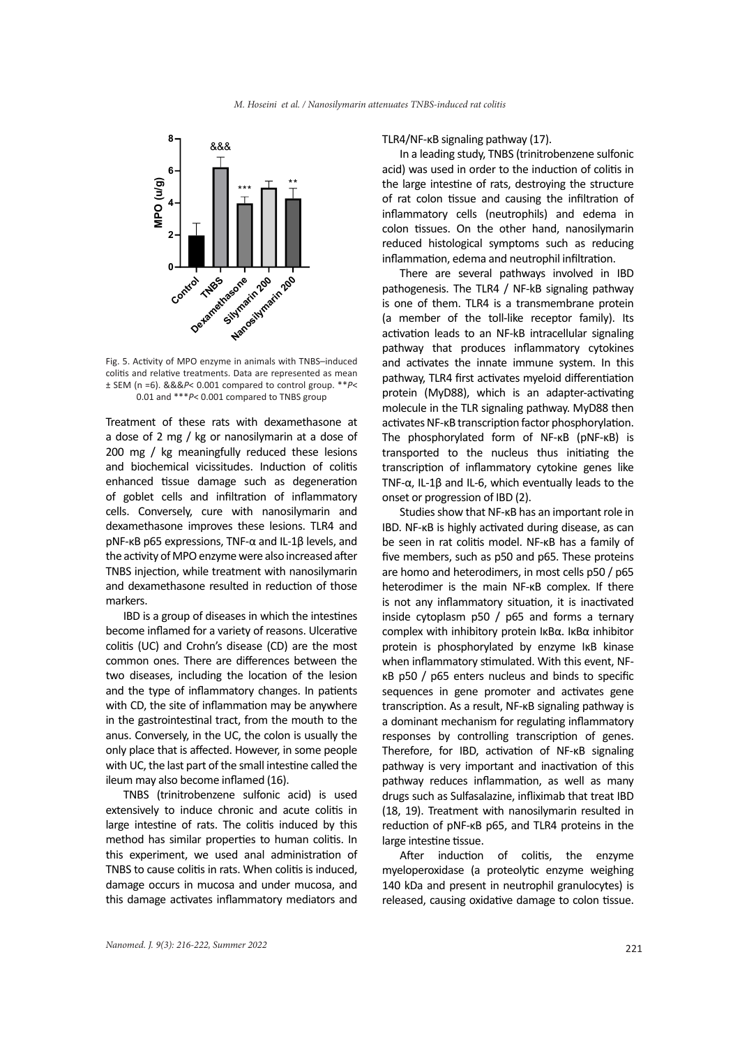Fig. 5. Activity of MPO enzyme in animals with TNBS–induced colitis and relative treatments. Data are represented as mean ± SEM (n =6). &&&*P*< 0.001 compared to control group. \*\**P*< 0.01 and \*\*\**P*< 0.001 compared to TNBS group

Treatment of these rats with dexamethasone at a dose of 2 mg / kg or nanosilymarin at a dose of 200 mg / kg meaningfully reduced these lesions and biochemical vicissitudes. Induction of colitis enhanced tissue damage such as degeneration of goblet cells and infiltration of inflammatory cells. Conversely, cure with nanosilymarin and dexamethasone improves these lesions. TLR4 and pNF-κB p65 expressions, TNF-α and IL-1β levels, and the activity of MPO enzyme were also increased after TNBS injection, while treatment with nanosilymarin and dexamethasone resulted in reduction of those markers.

IBD is a group of diseases in which the intestines become inflamed for a variety of reasons. Ulcerative colitis (UC) and Crohn's disease (CD) are the most common ones. There are differences between the two diseases, including the location of the lesion and the type of inflammatory changes. In patients with CD, the site of inflammation may be anywhere in the gastrointestinal tract, from the mouth to the anus. Conversely, in the UC, the colon is usually the only place that is affected. However, in some people with UC, the last part of the small intestine called the ileum may also become inflamed (16).

TNBS (trinitrobenzene sulfonic acid) is used extensively to induce chronic and acute colitis in large intestine of rats. The colitis induced by this method has similar properties to human colitis. In this experiment, we used anal administration of TNBS to cause colitis in rats. When colitis is induced, damage occurs in mucosa and under mucosa, and this damage activates inflammatory mediators and TLR4/NF-κB signaling pathway (17).

In a leading study, TNBS (trinitrobenzene sulfonic acid) was used in order to the induction of colitis in the large intestine of rats, destroying the structure of rat colon tissue and causing the infiltration of inflammatory cells (neutrophils) and edema in colon tissues. On the other hand, nanosilymarin reduced histological symptoms such as reducing inflammation, edema and neutrophil infiltration.

There are several pathways involved in IBD pathogenesis. The TLR4 / NF-kB signaling pathway is one of them. TLR4 is a transmembrane protein (a member of the toll-like receptor family). Its activation leads to an NF-kB intracellular signaling pathway that produces inflammatory cytokines and activates the innate immune system. In this pathway, TLR4 first activates myeloid differentiation protein (MyD88), which is an adapter-activating molecule in the TLR signaling pathway. MyD88 then activates NF-κB transcription factor phosphorylation. The phosphorylated form of NF-κB (pNF-κB) is transported to the nucleus thus initiating the transcription of inflammatory cytokine genes like TNF-α, IL-1β and IL-6, which eventually leads to the onset or progression of IBD (2).

Studies show that NF-κB has an important role in IBD. NF-κB is highly activated during disease, as can be seen in rat colitis model. NF-κB has a family of five members, such as p50 and p65. These proteins are homo and heterodimers, in most cells p50 / p65 heterodimer is the main NF-κB complex. If there is not any inflammatory situation, it is inactivated inside cytoplasm p50 / p65 and forms a ternary complex with inhibitory protein IκBα. IκBα inhibitor protein is phosphorylated by enzyme IκB kinase when inflammatory stimulated. With this event, NF-κB p50 / p65 enters nucleus and binds to specific sequences in gene promoter and activates gene transcription. As a result, NF-κB signaling pathway is a dominant mechanism for regulating inflammatory responses by controlling transcription of genes. Therefore, for IBD, activation of NF-κB signaling pathway is very important and inactivation of this pathway reduces inflammation, as well as many drugs such as Sulfasalazine, infliximab that treat IBD (18, 19). Treatment with nanosilymarin resulted in reduction of pNF-κB p65, and TLR4 proteins in the large intestine tissue.

After induction of colitis, the enzyme myeloperoxidase (a proteolytic enzyme weighing 140 kDa and present in neutrophil granulocytes) is released, causing oxidative damage to colon tissue.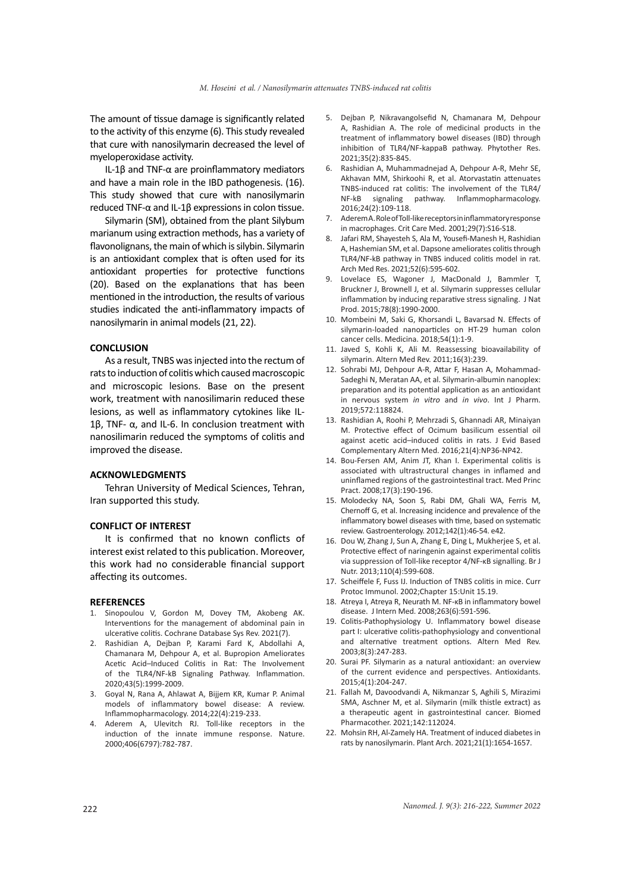The amount of tissue damage is significantly related to the activity of this enzyme (6). This study revealed that cure with nanosilymarin decreased the level of myeloperoxidase activity.

IL-1β and TNF-α are proinflammatory mediators and have a main role in the IBD pathogenesis. (16). This study showed that cure with nanosilymarin reduced TNF-α and IL-1β expressions in colon tissue.

Silymarin (SM), obtained from the plant Silybum marianum using extraction methods, has a variety of flavonolignans, the main of which is silybin. Silymarin is an antioxidant complex that is often used for its antioxidant properties for protective functions (20). Based on the explanations that has been mentioned in the introduction, the results of various studies indicated the anti-inflammatory impacts of nanosilymarin in animal models (21, 22).

## CONCLUSION

As a result, TNBS was injected into the rectum of rats to induction of colitis which caused macroscopic and microscopic lesions. Base on the present work, treatment with nanosilimarin reduced these lesions, as well as inflammatory cytokines like IL-1β, TNF- α, and IL-6. In conclusion treatment with nanosilimarin reduced the symptoms of colitis and improved the disease.

## ACKNOWLEDGMENTS

Tehran University of Medical Sciences, Tehran, Iran supported this study.

## CONFLICT OF INTEREST

It is confirmed that no known conflicts of interest exist related to this publication. Moreover, this work had no considerable financial support affecting its outcomes.

## REFERENCES

1. Sinopoulou V, Gordon M, Dovey TM, Akobeng AK. Interventions for the management of abdominal pain in ulcerative colitis. Cochrane Database Sys Rev. 2021(7).
2. Rashidian A, Dejban P, Karami Fard K, Abdollahi A, Chamanara M, Dehpour A, et al. Bupropion Ameliorates Acetic Acid–Induced Colitis in Rat: The Involvement of the TLR4/NF-kB Signaling Pathway. Inflammation. 2020;43(5):1999-2009.
3. Goyal N, Rana A, Ahlawat A, Bijjem KR, Kumar P. Animal models of inflammatory bowel disease: A review. Inflammopharmacology. 2014;22(4):219-233.
4. Aderem A, Ulevitch RJ. Toll-like receptors in the induction of the innate immune response. Nature. 2000;406(6797):782-787.
5. Dejban P, Nikravangolsefid N, Chamanara M, Dehpour A, Rashidian A. The role of medicinal products in the treatment of inflammatory bowel diseases (IBD) through inhibition of TLR4/NF-kappaB pathway. Phytother Res. 2021;35(2):835-845.
6. Rashidian A, Muhammadnejad A, Dehpour A-R, Mehr SE, Akhavan MM, Shirkoohi R, et al. Atorvastatin attenuates TNBS-induced rat colitis: The involvement of the TLR4/NF-kB signaling pathway. Inflammopharmacology. 2016;24(2):109-118.
7. Aderem A. Role of Toll-like receptors in inflammatory response in macrophages. Crit Care Med. 2001;29(7):S16-S18.
8. Jafari RM, Shayesteh S, Ala M, Yousefi-Manesh H, Rashidian A, Hashemian SM, et al. Dapsone ameliorates colitis through TLR4/NF-kB pathway in TNBS induced colitis model in rat. Arch Med Res. 2021;52(6):595-602.
9. Lovelace ES, Wagoner J, MacDonald J, Bammler T, Bruckner J, Brownell J, et al. Silymarin suppresses cellular inflammation by inducing reparative stress signaling. J Nat Prod. 2015;78(8):1990-2000.
10. Mombeini M, Saki G, Khorsandi L, Bavarsad N. Effects of silymarin-loaded nanoparticles on HT-29 human colon cancer cells. Medicina. 2018;54(1):1-9.
11. Javed S, Kohli K, Ali M. Reassessing bioavailability of silymarin. Altern Med Rev. 2011;16(3):239.
12. Sohrabi MJ, Dehpour A-R, Attar F, Hasan A, Mohammad-Sadeghi N, Meratan AA, et al. Silymarin-albumin nanoplex: preparation and its potential application as an antioxidant in nervous system *in vitro* and *in vivo*. Int J Pharm. 2019;572:118824.
13. Rashidian A, Roohi P, Mehrzadi S, Ghannadi AR, Minaiyan M. Protective effect of Ocimum basilicum essential oil against acetic acid–induced colitis in rats. J Evid Based Complementary Altern Med. 2016;21(4):NP36-NP42.
14. Bou-Fersen AM, Anim JT, Khan I. Experimental colitis is associated with ultrastructural changes in inflamed and uninflamed regions of the gastrointestinal tract. Med Princ Pract. 2008;17(3):190-196.
15. Molodecky NA, Soon S, Rabi DM, Ghali WA, Ferris M, Chernoff G, et al. Increasing incidence and prevalence of the inflammatory bowel diseases with time, based on systematic review. Gastroenterology. 2012;142(1):46-54. e42.
16. Dou W, Zhang J, Sun A, Zhang E, Ding L, Mukherjee S, et al. Protective effect of naringenin against experimental colitis via suppression of Toll-like receptor 4/NF-κB signalling. Br J Nutr. 2013;110(4):599-608.
17. Scheiffele F, Fuss IJ. Induction of TNBS colitis in mice. Curr Protoc Immunol. 2002;Chapter 15:Unit 15.19.
18. Atreya I, Atreya R, Neurath M. NF-κB in inflammatory bowel disease. J Intern Med. 2008;263(6):591-596.
19. Colitis-Pathophysiology U. Inflammatory bowel disease part I: ulcerative colitis-pathophysiology and conventional and alternative treatment options. Altern Med Rev. 2003;8(3):247-283.
20. Surai PF. Silymarin as a natural antioxidant: an overview of the current evidence and perspectives. Antioxidants. 2015;4(1):204-247.
21. Fallah M, Davoodvandi A, Nikmanzar S, Aghili S, Mirazimi SMA, Aschner M, et al. Silymarin (milk thistle extract) as a therapeutic agent in gastrointestinal cancer. Biomed Pharmacother. 2021;142:112024.
22. Mohsin RH, Al-Zamely HA. Treatment of induced diabetes in rats by nanosilymarin. Plant Arch. 2021;21(1):1654-1657.